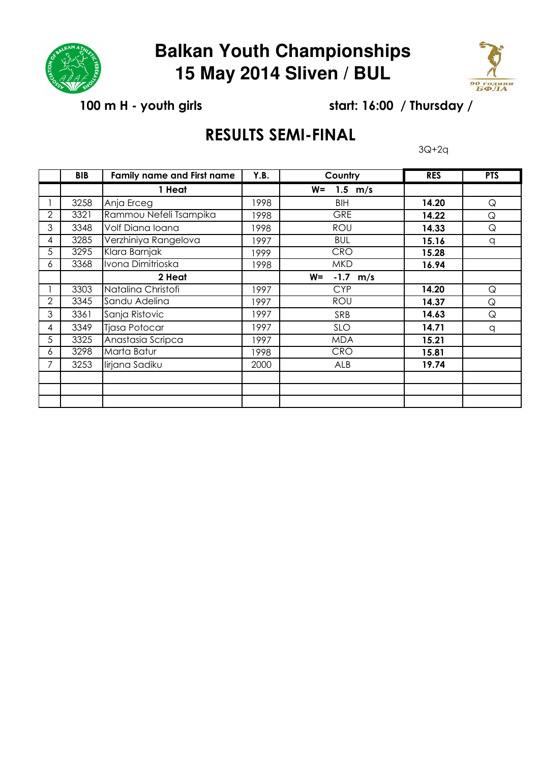# Balkan Youth Championships
# 15 May 2014 Sliven / BUL

**100 m H - youth girls** **start: 16:00 / Thursday /**

## RESULTS SEMI-FINAL

3Q+2q

| | BIB | Family name and First name | Y.B. | Country | RES | PTS |
|---|---|---|---|---|---|---|
| | | **1 Heat** | | **W= 1.5 m/s** | | |
| 1 | 3258 | Anja Erceg | 1998 | BIH | **14.20** | Q |
| 2 | 3321 | Rammou Nefeli Tsampika | 1998 | GRE | **14.22** | Q |
| 3 | 3348 | Volf Diana Ioana | 1998 | ROU | **14.33** | Q |
| 4 | 3285 | Verzhiniya Rangelova | 1997 | BUL | **15.16** | q |
| 5 | 3295 | Klara Barnjak | 1999 | CRO | **15.28** | |
| 6 | 3368 | Ivona Dimitrioska | 1998 | MKD | **16.94** | |
| | | **2 Heat** | | **W= -1.7 m/s** | | |
| 1 | 3303 | Natalina Christofi | 1997 | CYP | **14.20** | Q |
| 2 | 3345 | Sandu Adelina | 1997 | ROU | **14.37** | Q |
| 3 | 3361 | Sanja Ristovic | 1997 | SRB | **14.63** | Q |
| 4 | 3349 | Tjasa Potocar | 1997 | SLO | **14.71** | q |
| 5 | 3325 | Anastasia Scripca | 1997 | MDA | **15.21** | |
| 6 | 3298 | Marta Batur | 1998 | CRO | **15.81** | |
| 7 | 3253 | Iirjana Sadiku | 2000 | ALB | **19.74** | |
| | | | | | | |
| | | | | | | |
| | | | | | | |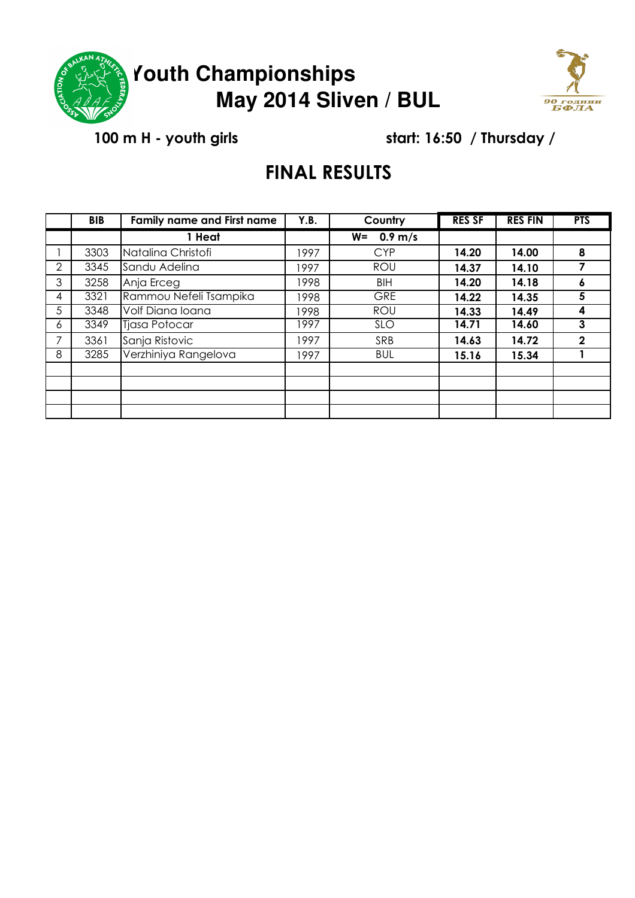# Youth Championships
## May 2014 Sliven / BUL

**100 m H - youth girls** **start: 16:50 / Thursday /**

## FINAL RESULTS

| | BIB | Family name and First name | Y.B. | Country | RES SF | RES FIN | PTS |
|---|---|---|---|---|---|---|---|
| | | **1 Heat** | | **W= 0.9 m/s** | | | |
| 1 | 3303 | Natalina Christofi | 1997 | CYP | **14.20** | **14.00** | **8** |
| 2 | 3345 | Sandu Adelina | 1997 | ROU | **14.37** | **14.10** | **7** |
| 3 | 3258 | Anja Erceg | 1998 | BIH | **14.20** | **14.18** | **6** |
| 4 | 3321 | Rammou Nefeli Tsampika | 1998 | GRE | **14.22** | **14.35** | **5** |
| 5 | 3348 | Volf Diana Ioana | 1998 | ROU | **14.33** | **14.49** | **4** |
| 6 | 3349 | Tjasa Potocar | 1997 | SLO | **14.71** | **14.60** | **3** |
| 7 | 3361 | Sanja Ristovic | 1997 | SRB | **14.63** | **14.72** | **2** |
| 8 | 3285 | Verzhiniya Rangelova | 1997 | BUL | **15.16** | **15.34** | **1** |
| | | | | | | | |
| | | | | | | | |
| | | | | | | | |
| | | | | | | | |